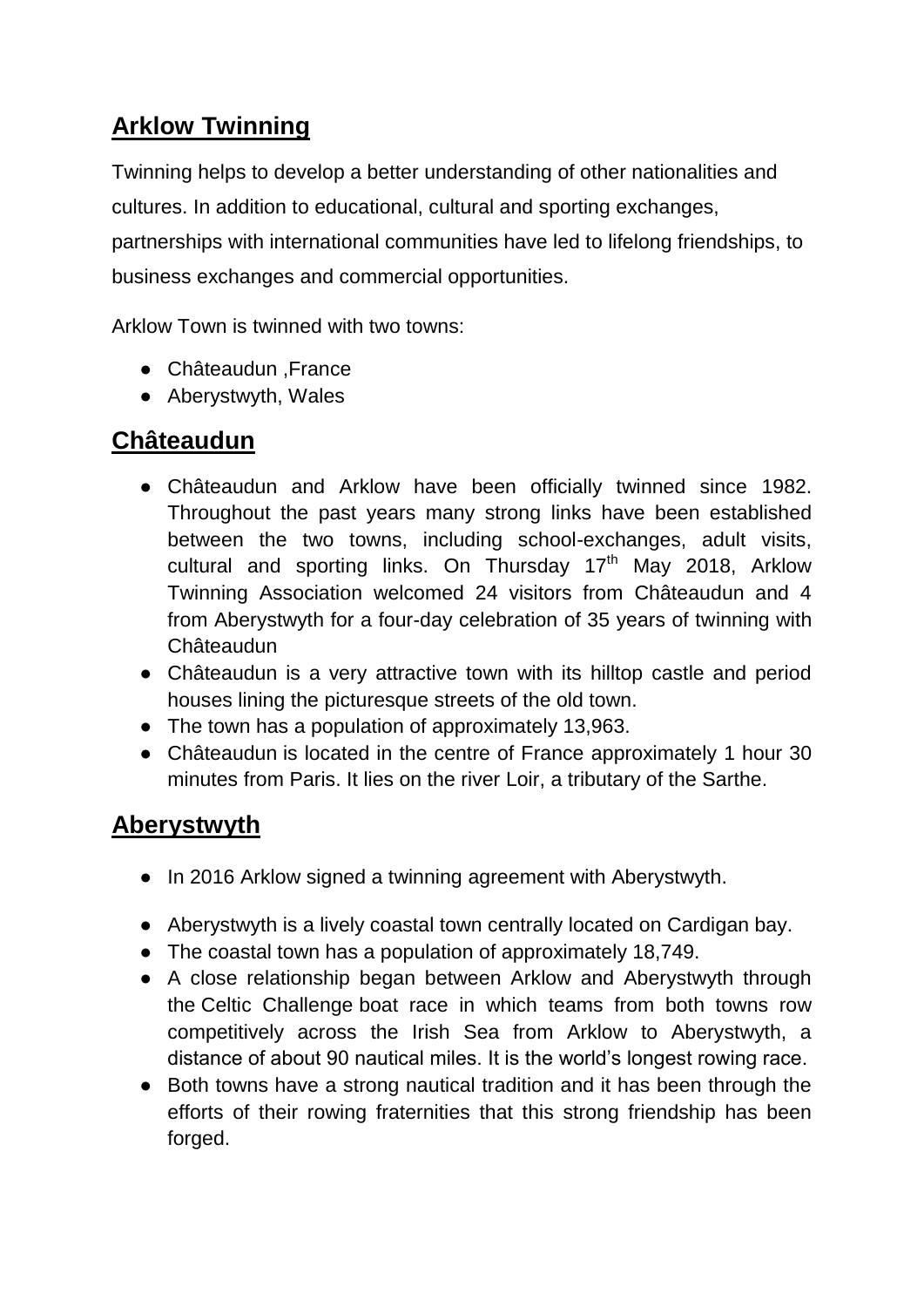## Arklow Twinning

Twinning helps to develop a better understanding of other nationalities and cultures. In addition to educational, cultural and sporting exchanges, partnerships with international communities have led to lifelong friendships, to business exchanges and commercial opportunities.

Arklow Town is twinned with two towns:

- Châteaudun ,France
- Aberystwyth, Wales

## Châteaudun

- Châteaudun and Arklow have been officially twinned since 1982. Throughout the past years many strong links have been established between the two towns, including school-exchanges, adult visits, cultural and sporting links. On Thursday 17th May 2018, Arklow Twinning Association welcomed 24 visitors from Châteaudun and 4 from Aberystwyth for a four-day celebration of 35 years of twinning with Châteaudun
- Châteaudun is a very attractive town with its hilltop castle and period houses lining the picturesque streets of the old town.
- The town has a population of approximately 13,963.
- Châteaudun is located in the centre of France approximately 1 hour 30 minutes from Paris. It lies on the river Loir, a tributary of the Sarthe.

## Aberystwyth

- In 2016 Arklow signed a twinning agreement with Aberystwyth.
- Aberystwyth is a lively coastal town centrally located on Cardigan bay.
- The coastal town has a population of approximately 18,749.
- A close relationship began between Arklow and Aberystwyth through the Celtic Challenge boat race in which teams from both towns row competitively across the Irish Sea from Arklow to Aberystwyth, a distance of about 90 nautical miles. It is the world's longest rowing race.
- Both towns have a strong nautical tradition and it has been through the efforts of their rowing fraternities that this strong friendship has been forged.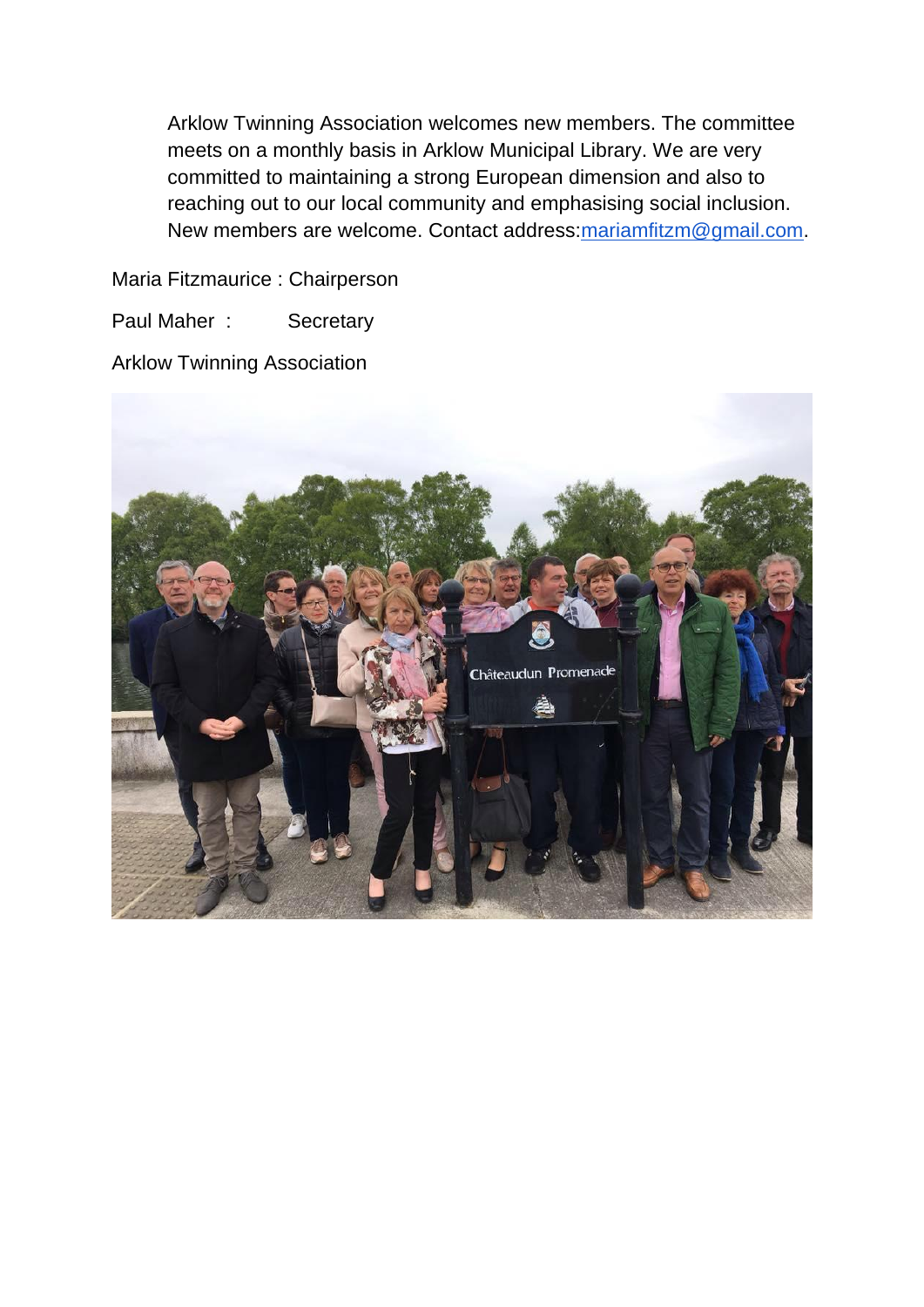Arklow Twinning Association welcomes new members. The committee meets on a monthly basis in Arklow Municipal Library. We are very committed to maintaining a strong European dimension and also to reaching out to our local community and emphasising social inclusion. New members are welcome. Contact address:mariamfitzm@gmail.com.

Maria Fitzmaurice : Chairperson

Paul Maher : Secretary

Arklow Twinning Association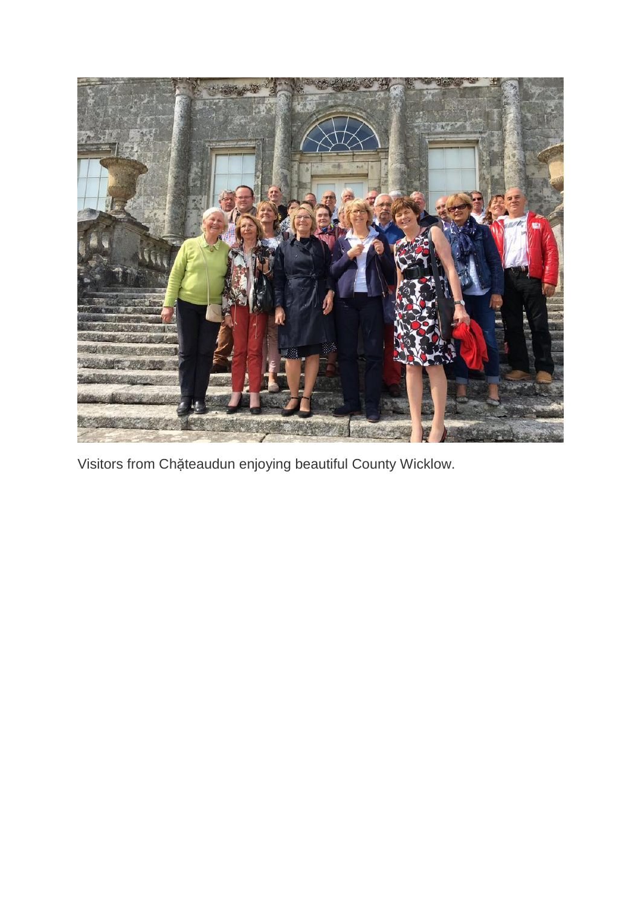Visitors from Chặteaudun enjoying beautiful County Wicklow.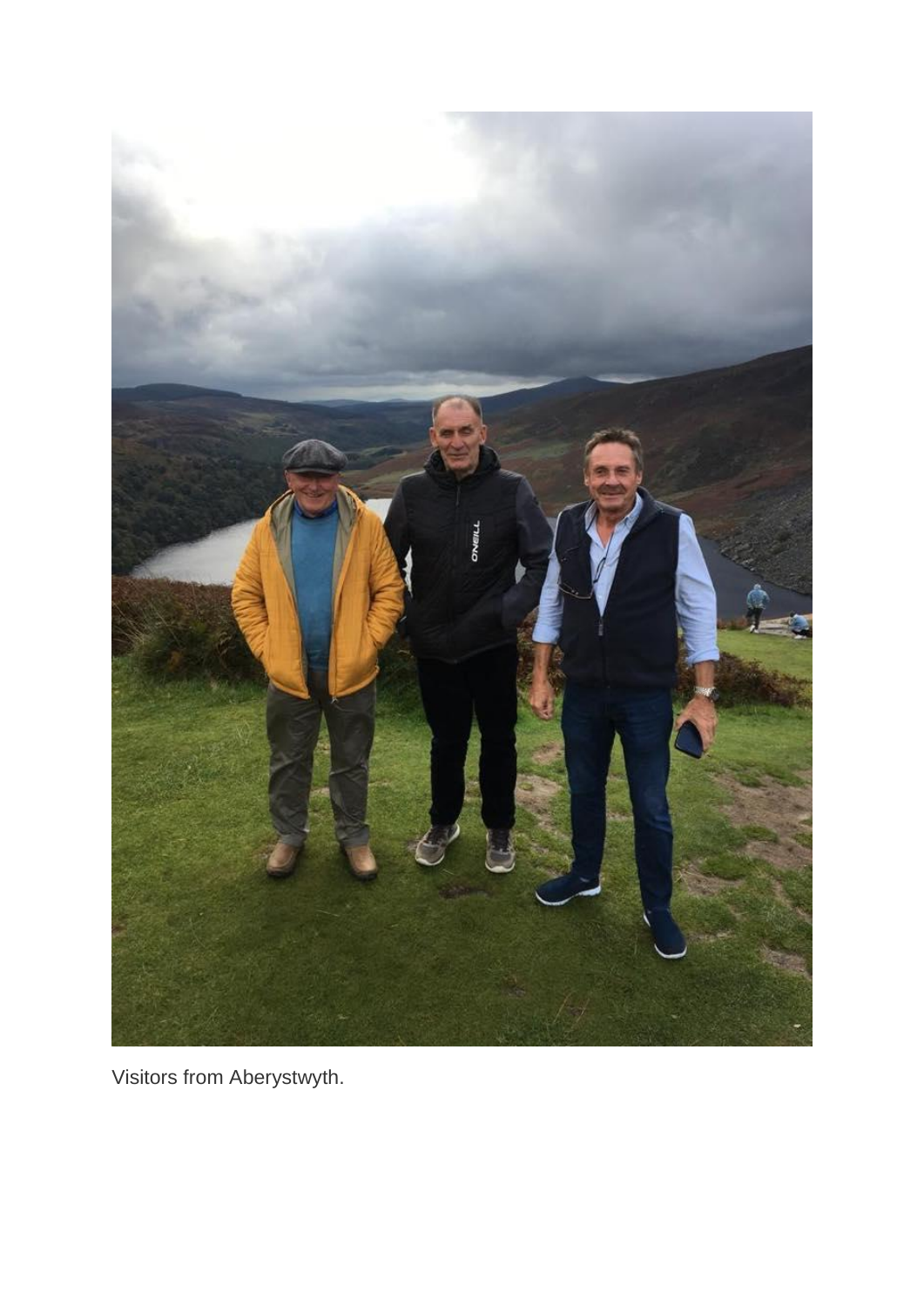Visitors from Aberystwyth.